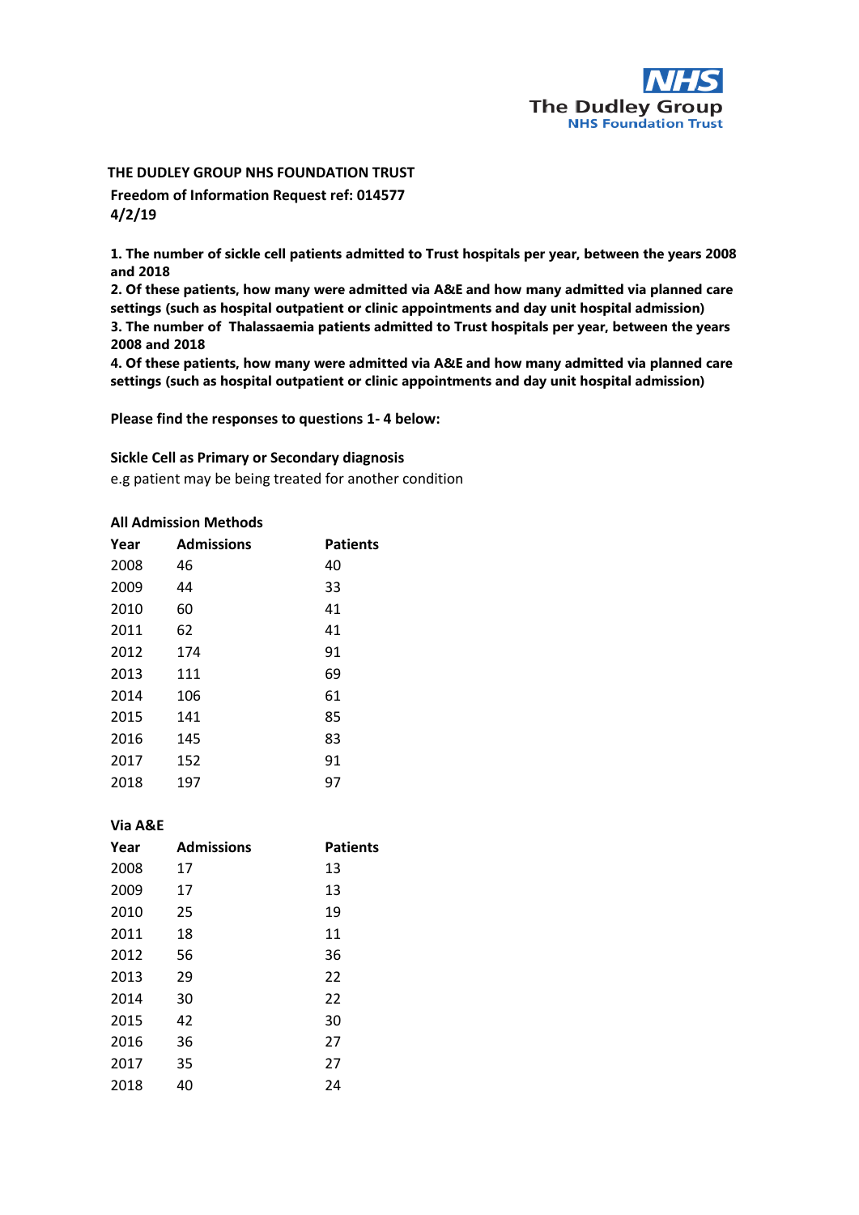**THE DUDLEY GROUP NHS FOUNDATION TRUST**

**Freedom of Information Request ref: 014577**
**4/2/19**

**1. The number of sickle cell patients admitted to Trust hospitals per year, between the years 2008 and 2018**
**2. Of these patients, how many were admitted via A&E and how many admitted via planned care settings (such as hospital outpatient or clinic appointments and day unit hospital admission)**
**3. The number of Thalassaemia patients admitted to Trust hospitals per year, between the years 2008 and 2018**
**4. Of these patients, how many were admitted via A&E and how many admitted via planned care settings (such as hospital outpatient or clinic appointments and day unit hospital admission)**

**Please find the responses to questions 1- 4 below:**

**Sickle Cell as Primary or Secondary diagnosis**
e.g patient may be being treated for another condition

**All Admission Methods**

| Year | Admissions | Patients |
|---|---|---|
| 2008 | 46 | 40 |
| 2009 | 44 | 33 |
| 2010 | 60 | 41 |
| 2011 | 62 | 41 |
| 2012 | 174 | 91 |
| 2013 | 111 | 69 |
| 2014 | 106 | 61 |
| 2015 | 141 | 85 |
| 2016 | 145 | 83 |
| 2017 | 152 | 91 |
| 2018 | 197 | 97 |

**Via A&E**

| Year | Admissions | Patients |
|---|---|---|
| 2008 | 17 | 13 |
| 2009 | 17 | 13 |
| 2010 | 25 | 19 |
| 2011 | 18 | 11 |
| 2012 | 56 | 36 |
| 2013 | 29 | 22 |
| 2014 | 30 | 22 |
| 2015 | 42 | 30 |
| 2016 | 36 | 27 |
| 2017 | 35 | 27 |
| 2018 | 40 | 24 |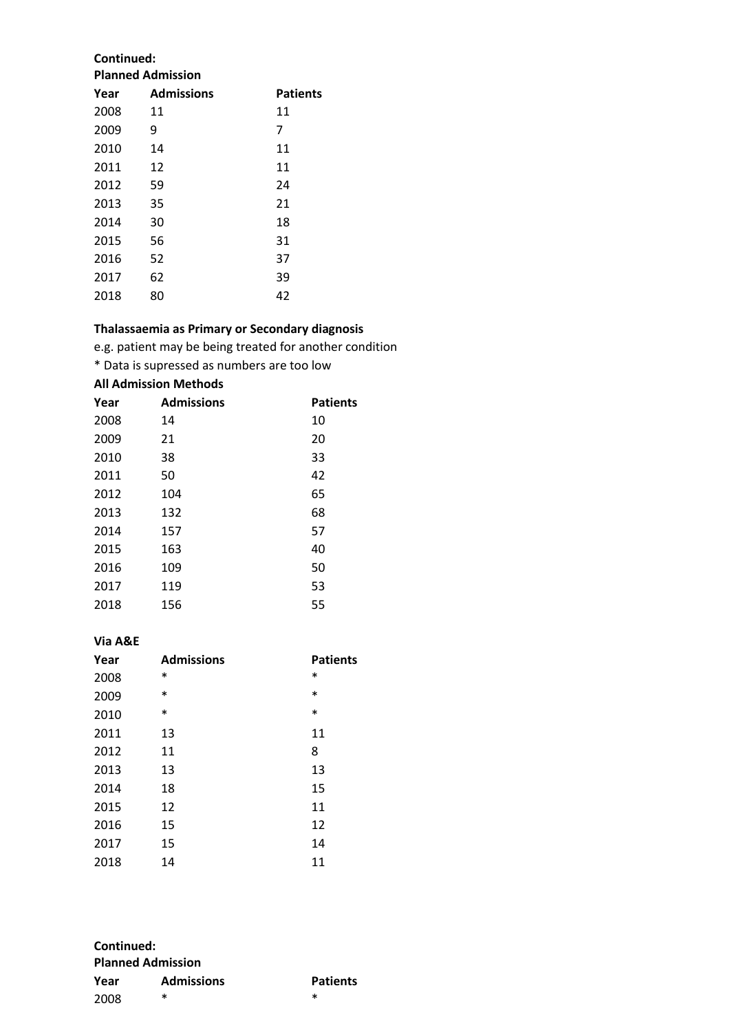**Continued:**

**Planned Admission**

| Year | Admissions | Patients |
|---|---|---|
| 2008 | 11 | 11 |
| 2009 | 9 | 7 |
| 2010 | 14 | 11 |
| 2011 | 12 | 11 |
| 2012 | 59 | 24 |
| 2013 | 35 | 21 |
| 2014 | 30 | 18 |
| 2015 | 56 | 31 |
| 2016 | 52 | 37 |
| 2017 | 62 | 39 |
| 2018 | 80 | 42 |

**Thalassaemia as Primary or Secondary diagnosis**

e.g. patient may be being treated for another condition

* Data is supressed as numbers are too low

**All Admission Methods**

| Year | Admissions | Patients |
|---|---|---|
| 2008 | 14 | 10 |
| 2009 | 21 | 20 |
| 2010 | 38 | 33 |
| 2011 | 50 | 42 |
| 2012 | 104 | 65 |
| 2013 | 132 | 68 |
| 2014 | 157 | 57 |
| 2015 | 163 | 40 |
| 2016 | 109 | 50 |
| 2017 | 119 | 53 |
| 2018 | 156 | 55 |

**Via A&E**

| Year | Admissions | Patients |
|---|---|---|
| 2008 | * | * |
| 2009 | * | * |
| 2010 | * | * |
| 2011 | 13 | 11 |
| 2012 | 11 | 8 |
| 2013 | 13 | 13 |
| 2014 | 18 | 15 |
| 2015 | 12 | 11 |
| 2016 | 15 | 12 |
| 2017 | 15 | 14 |
| 2018 | 14 | 11 |

**Continued:**

**Planned Admission**

| Year | Admissions | Patients |
|---|---|---|
| 2008 | * | * |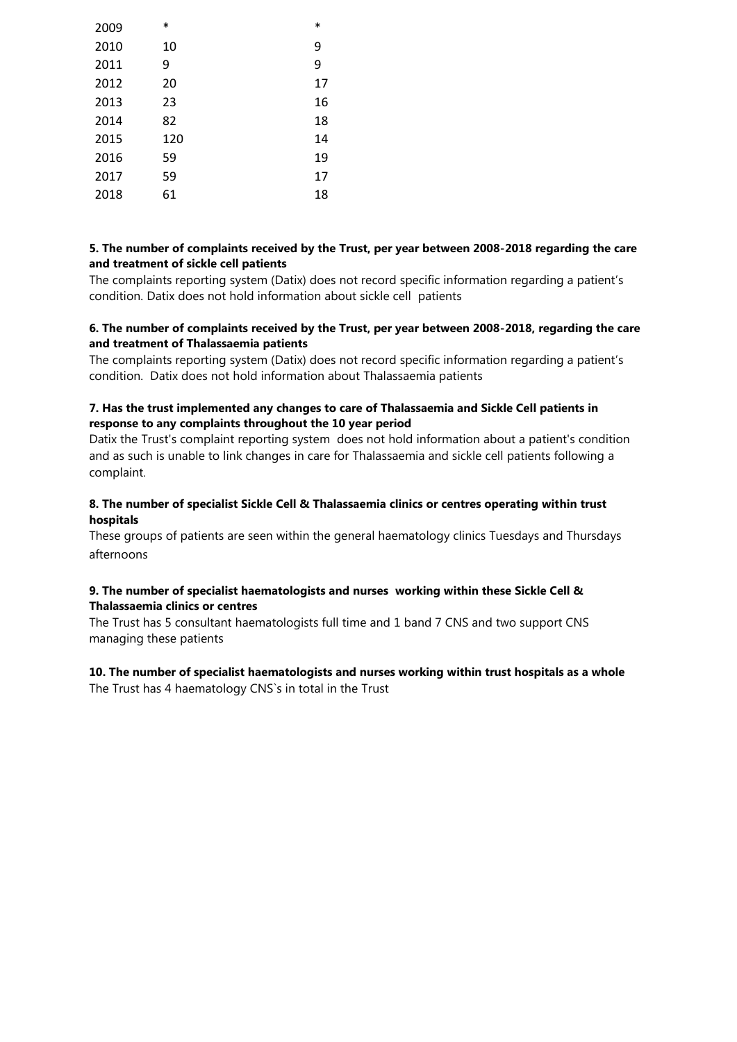| | | |
|---|---|---|
| 2009 | * | * |
| 2010 | 10 | 9 |
| 2011 | 9 | 9 |
| 2012 | 20 | 17 |
| 2013 | 23 | 16 |
| 2014 | 82 | 18 |
| 2015 | 120 | 14 |
| 2016 | 59 | 19 |
| 2017 | 59 | 17 |
| 2018 | 61 | 18 |

**5. The number of complaints received by the Trust, per year between 2008-2018 regarding the care and treatment of sickle cell patients**

The complaints reporting system (Datix) does not record specific information regarding a patient's condition. Datix does not hold information about sickle cell patients

**6. The number of complaints received by the Trust, per year between 2008-2018, regarding the care and treatment of Thalassaemia patients**

The complaints reporting system (Datix) does not record specific information regarding a patient's condition. Datix does not hold information about Thalassaemia patients

**7. Has the trust implemented any changes to care of Thalassaemia and Sickle Cell patients in response to any complaints throughout the 10 year period**

Datix the Trust's complaint reporting system does not hold information about a patient's condition and as such is unable to link changes in care for Thalassaemia and sickle cell patients following a complaint.

**8. The number of specialist Sickle Cell & Thalassaemia clinics or centres operating within trust hospitals**

These groups of patients are seen within the general haematology clinics Tuesdays and Thursdays afternoons

**9. The number of specialist haematologists and nurses working within these Sickle Cell & Thalassaemia clinics or centres**

The Trust has 5 consultant haematologists full time and 1 band 7 CNS and two support CNS managing these patients

**10. The number of specialist haematologists and nurses working within trust hospitals as a whole**

The Trust has 4 haematology CNS`s in total in the Trust